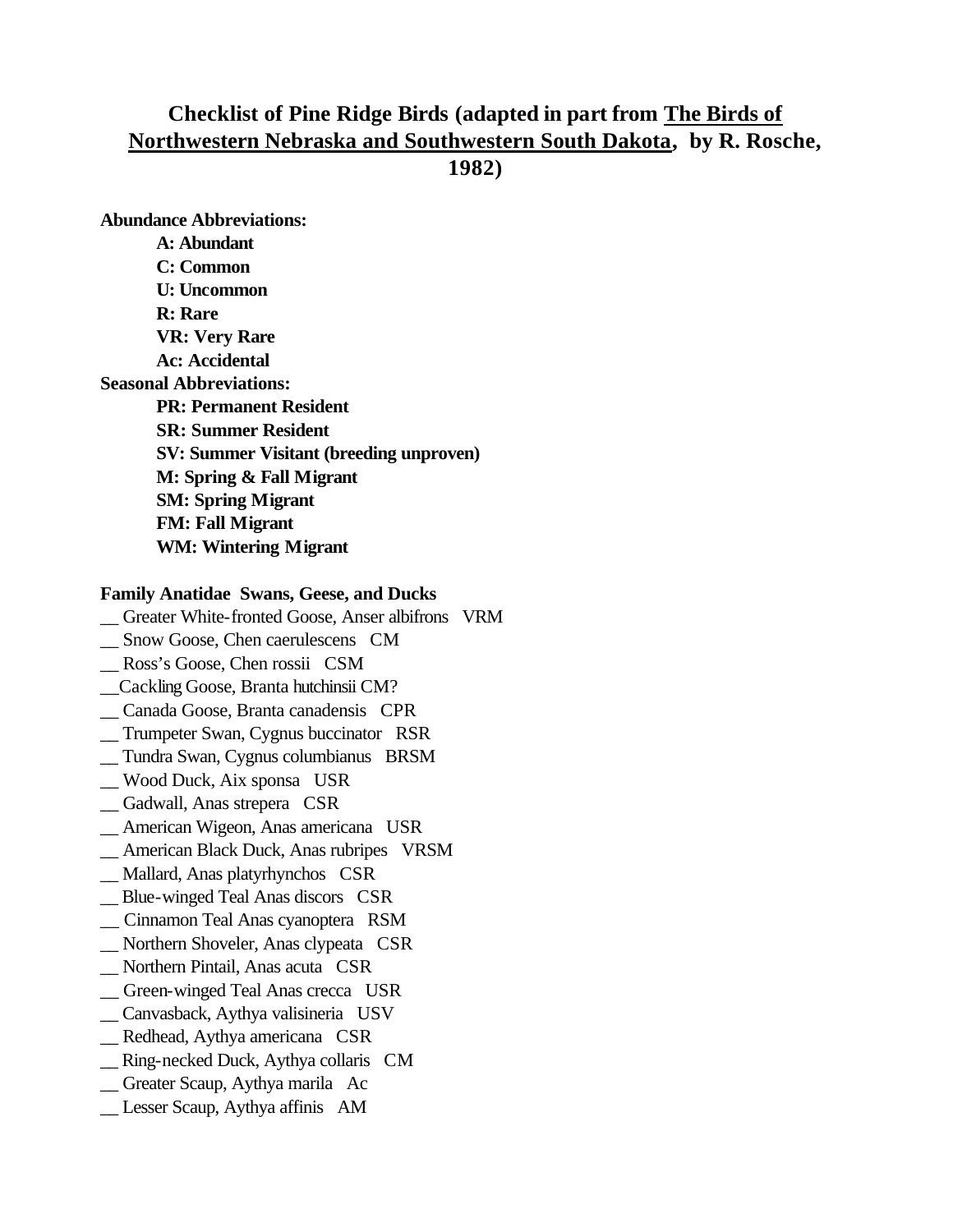# Checklist of Pine Ridge Birds (adapted in part from <u>The Birds of Northwestern Nebraska and Southwestern South Dakota</u>, by R. Rosche, 1982)

**Abundance Abbreviations:**

- **A: Abundant**
- **C: Common**
- **U: Uncommon**
- **R: Rare**
- **VR: Very Rare**
- **Ac: Accidental**

**Seasonal Abbreviations:**

- **PR: Permanent Resident**
- **SR: Summer Resident**
- **SV: Summer Visitant (breeding unproven)**
- **M: Spring & Fall Migrant**
- **SM: Spring Migrant**
- **FM: Fall Migrant**
- **WM: Wintering Migrant**

**Family Anatidae Swans, Geese, and Ducks**

__ Greater White-fronted Goose, Anser albifrons VRM
__ Snow Goose, Chen caerulescens CM
__ Ross's Goose, Chen rossii CSM
__Cackling Goose, Branta hutchinsii CM?
__ Canada Goose, Branta canadensis CPR
__ Trumpeter Swan, Cygnus buccinator RSR
__ Tundra Swan, Cygnus columbianus BRSM
__ Wood Duck, Aix sponsa USR
__ Gadwall, Anas strepera CSR
__ American Wigeon, Anas americana USR
__ American Black Duck, Anas rubripes VRSM
__ Mallard, Anas platyrhynchos CSR
__ Blue-winged Teal Anas discors CSR
__ Cinnamon Teal Anas cyanoptera RSM
__ Northern Shoveler, Anas clypeata CSR
__ Northern Pintail, Anas acuta CSR
__ Green-winged Teal Anas crecca USR
__ Canvasback, Aythya valisineria USV
__ Redhead, Aythya americana CSR
__ Ring-necked Duck, Aythya collaris CM
__ Greater Scaup, Aythya marila Ac
__ Lesser Scaup, Aythya affinis AM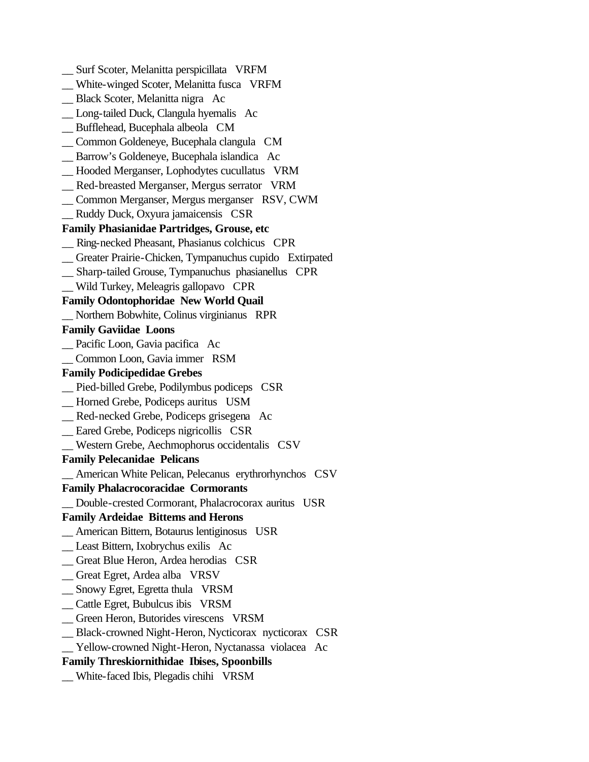__ Surf Scoter, Melanitta perspicillata   VRFM
__ White-winged Scoter, Melanitta fusca   VRFM
__ Black Scoter, Melanitta nigra   Ac
__ Long-tailed Duck, Clangula hyemalis   Ac
__ Bufflehead, Bucephala albeola   CM
__ Common Goldeneye, Bucephala clangula   CM
__ Barrow's Goldeneye, Bucephala islandica   Ac
__ Hooded Merganser, Lophodytes cucullatus   VRM
__ Red-breasted Merganser, Mergus serrator   VRM
__ Common Merganser, Mergus merganser   RSV, CWM
__ Ruddy Duck, Oxyura jamaicensis   CSR

**Family Phasianidae Partridges, Grouse, etc**

__ Ring-necked Pheasant, Phasianus colchicus   CPR
__ Greater Prairie-Chicken, Tympanuchus cupido   Extirpated
__ Sharp-tailed Grouse, Tympanuchus phasianellus   CPR
__ Wild Turkey, Meleagris gallopavo   CPR

**Family Odontophoridae New World Quail**

__ Northern Bobwhite, Colinus virginianus   RPR

**Family Gaviidae Loons**

__ Pacific Loon, Gavia pacifica   Ac
__ Common Loon, Gavia immer   RSM

**Family Podicipedidae Grebes**

__ Pied-billed Grebe, Podilymbus podiceps   CSR
__ Horned Grebe, Podiceps auritus   USM
__ Red-necked Grebe, Podiceps grisegena   Ac
__ Eared Grebe, Podiceps nigricollis   CSR
__ Western Grebe, Aechmophorus occidentalis   CSV

**Family Pelecanidae Pelicans**

__ American White Pelican, Pelecanus erythrorhynchos   CSV

**Family Phalacrocoracidae Cormorants**

__ Double-crested Cormorant, Phalacrocorax auritus   USR

**Family Ardeidae Bitterns and Herons**

__ American Bittern, Botaurus lentiginosus   USR
__ Least Bittern, Ixobrychus exilis   Ac
__ Great Blue Heron, Ardea herodias   CSR
__ Great Egret, Ardea alba   VRSV
__ Snowy Egret, Egretta thula   VRSM
__ Cattle Egret, Bubulcus ibis   VRSM
__ Green Heron, Butorides virescens   VRSM
__ Black-crowned Night-Heron, Nycticorax nycticorax   CSR
__ Yellow-crowned Night-Heron, Nyctanassa violacea   Ac

**Family Threskiornithidae Ibises, Spoonbills**

__ White-faced Ibis, Plegadis chihi   VRSM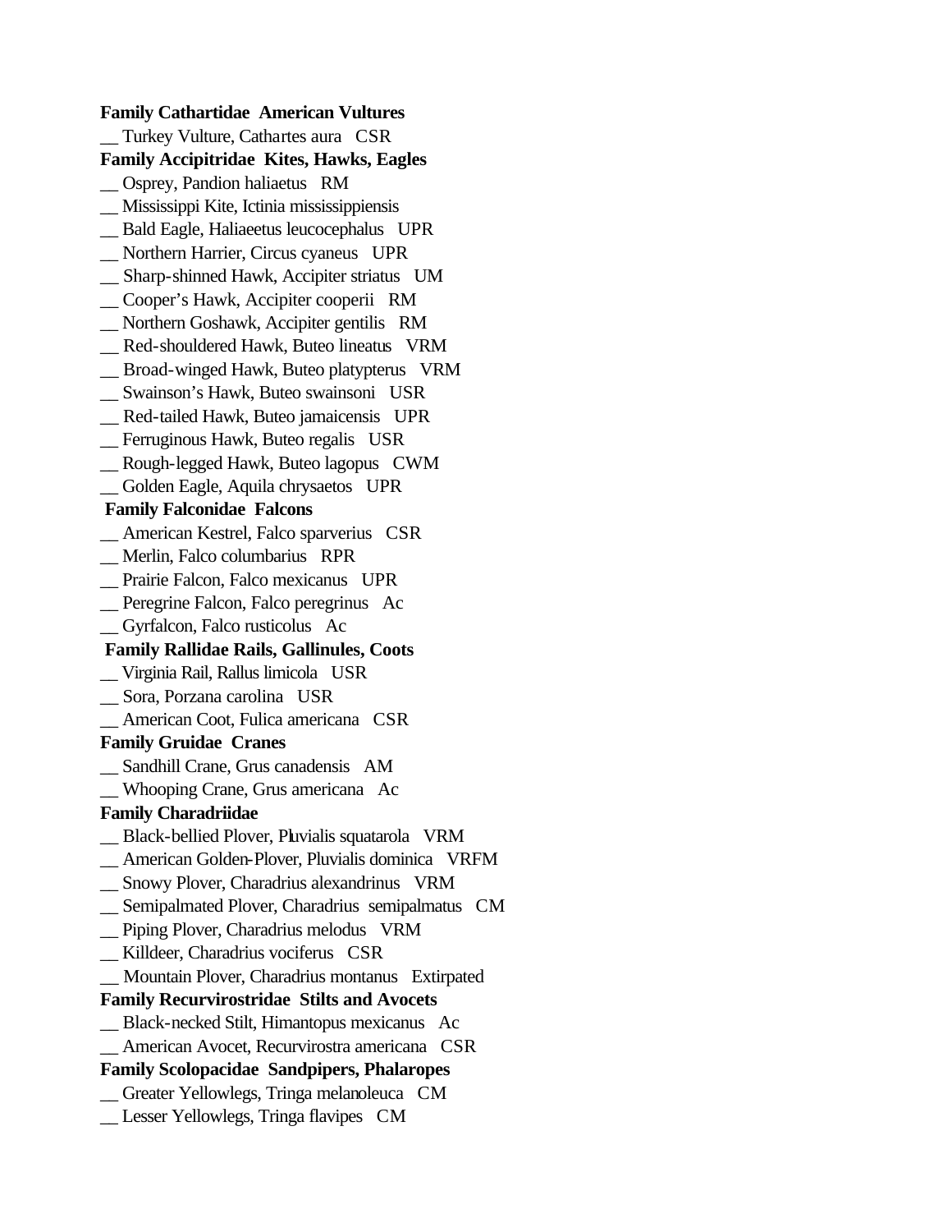**Family Cathartidae  American Vultures**

__ Turkey Vulture, Cathartes aura   CSR

**Family Accipitridae  Kites, Hawks, Eagles**

__ Osprey, Pandion haliaetus   RM

__ Mississippi Kite, Ictinia mississippiensis

__ Bald Eagle, Haliaeetus leucocephalus   UPR

__ Northern Harrier, Circus cyaneus   UPR

__ Sharp-shinned Hawk, Accipiter striatus   UM

__ Cooper's Hawk, Accipiter cooperii   RM

__ Northern Goshawk, Accipiter gentilis   RM

__ Red-shouldered Hawk, Buteo lineatus   VRM

__ Broad-winged Hawk, Buteo platypterus   VRM

__ Swainson's Hawk, Buteo swainsoni   USR

__ Red-tailed Hawk, Buteo jamaicensis   UPR

__ Ferruginous Hawk, Buteo regalis   USR

__ Rough-legged Hawk, Buteo lagopus   CWM

__ Golden Eagle, Aquila chrysaetos   UPR

**Family Falconidae  Falcons**

__ American Kestrel, Falco sparverius   CSR

__ Merlin, Falco columbarius   RPR

__ Prairie Falcon, Falco mexicanus   UPR

__ Peregrine Falcon, Falco peregrinus   Ac

__ Gyrfalcon, Falco rusticolus   Ac

**Family Rallidae Rails, Gallinules, Coots**

__ Virginia Rail, Rallus limicola   USR

__ Sora, Porzana carolina   USR

__ American Coot, Fulica americana   CSR

**Family Gruidae  Cranes**

__ Sandhill Crane, Grus canadensis   AM

__ Whooping Crane, Grus americana   Ac

**Family Charadriidae**

__ Black-bellied Plover, Pluvialis squatarola   VRM

__ American Golden-Plover, Pluvialis dominica   VRFM

__ Snowy Plover, Charadrius alexandrinus   VRM

__ Semipalmated Plover, Charadrius semipalmatus   CM

__ Piping Plover, Charadrius melodus   VRM

__ Killdeer, Charadrius vociferus   CSR

__ Mountain Plover, Charadrius montanus   Extirpated

**Family Recurvirostridae  Stilts and Avocets**

__ Black-necked Stilt, Himantopus mexicanus   Ac

__ American Avocet, Recurvirostra americana   CSR

**Family Scolopacidae  Sandpipers, Phalaropes**

__ Greater Yellowlegs, Tringa melanoleuca   CM

__ Lesser Yellowlegs, Tringa flavipes   CM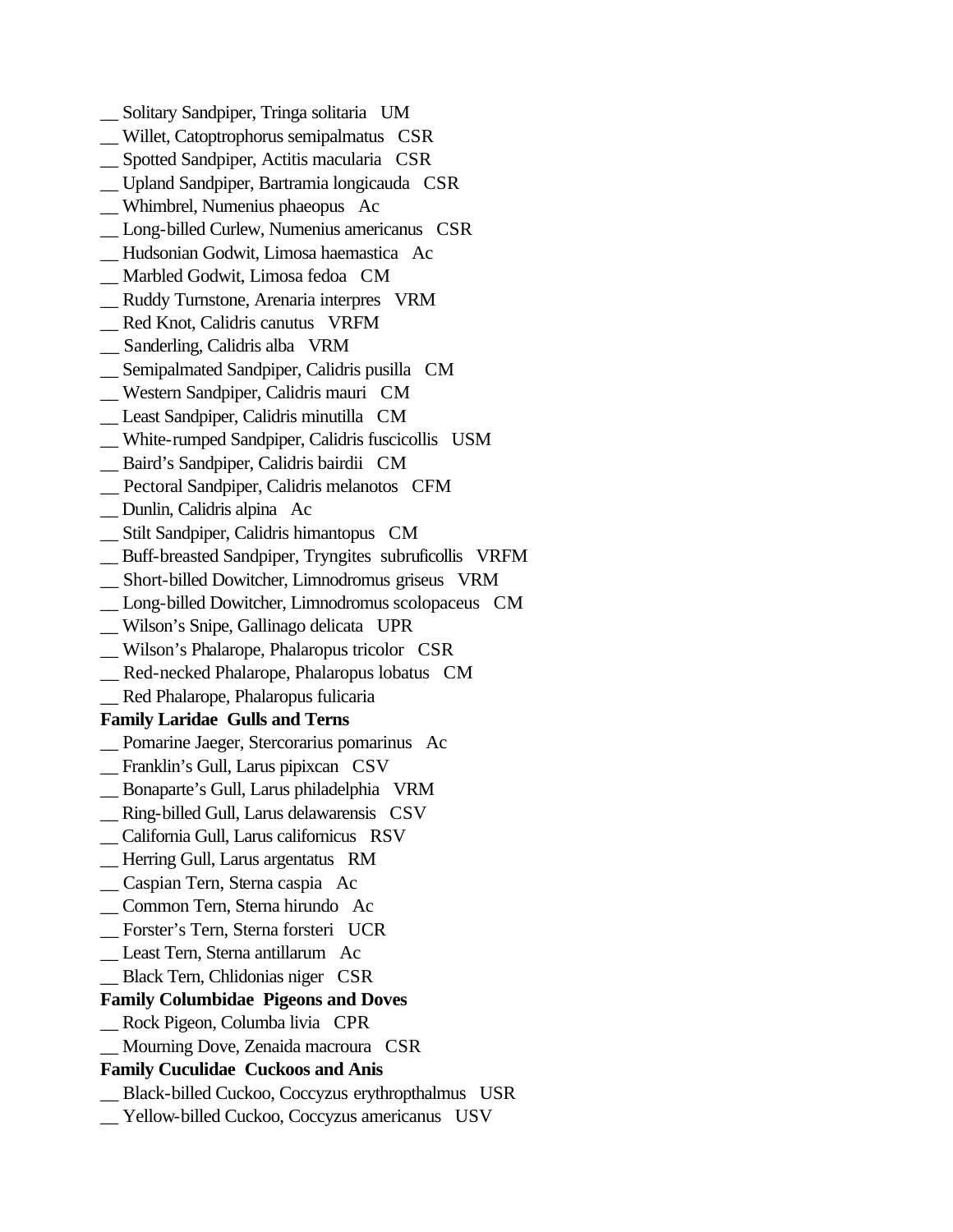__ Solitary Sandpiper, Tringa solitaria   UM
__ Willet, Catoptrophorus semipalmatus   CSR
__ Spotted Sandpiper, Actitis macularia   CSR
__ Upland Sandpiper, Bartramia longicauda   CSR
__ Whimbrel, Numenius phaeopus   Ac
__ Long-billed Curlew, Numenius americanus   CSR
__ Hudsonian Godwit, Limosa haemastica   Ac
__ Marbled Godwit, Limosa fedoa   CM
__ Ruddy Turnstone, Arenaria interpres   VRM
__ Red Knot, Calidris canutus   VRFM
__ Sanderling, Calidris alba   VRM
__ Semipalmated Sandpiper, Calidris pusilla   CM
__ Western Sandpiper, Calidris mauri   CM
__ Least Sandpiper, Calidris minutilla   CM
__ White-rumped Sandpiper, Calidris fuscicollis   USM
__ Baird's Sandpiper, Calidris bairdii   CM
__ Pectoral Sandpiper, Calidris melanotos   CFM
__ Dunlin, Calidris alpina   Ac
__ Stilt Sandpiper, Calidris himantopus   CM
__ Buff-breasted Sandpiper, Tryngites subruficollis   VRFM
__ Short-billed Dowitcher, Limnodromus griseus   VRM
__ Long-billed Dowitcher, Limnodromus scolopaceus   CM
__ Wilson's Snipe, Gallinago delicata   UPR
__ Wilson's Phalarope, Phalaropus tricolor   CSR
__ Red-necked Phalarope, Phalaropus lobatus   CM
__ Red Phalarope, Phalaropus fulicaria

**Family Laridae  Gulls and Terns**

__ Pomarine Jaeger, Stercorarius pomarinus   Ac
__ Franklin's Gull, Larus pipixcan   CSV
__ Bonaparte's Gull, Larus philadelphia   VRM
__ Ring-billed Gull, Larus delawarensis   CSV
__ California Gull, Larus californicus   RSV
__ Herring Gull, Larus argentatus   RM
__ Caspian Tern, Sterna caspia   Ac
__ Common Tern, Sterna hirundo   Ac
__ Forster's Tern, Sterna forsteri   UCR
__ Least Tern, Sterna antillarum   Ac
__ Black Tern, Chlidonias niger   CSR

**Family Columbidae  Pigeons and Doves**

__ Rock Pigeon, Columba livia   CPR
__ Mourning Dove, Zenaida macroura   CSR

**Family Cuculidae  Cuckoos and Anis**

__ Black-billed Cuckoo, Coccyzus erythropthalmus   USR
__ Yellow-billed Cuckoo, Coccyzus americanus   USV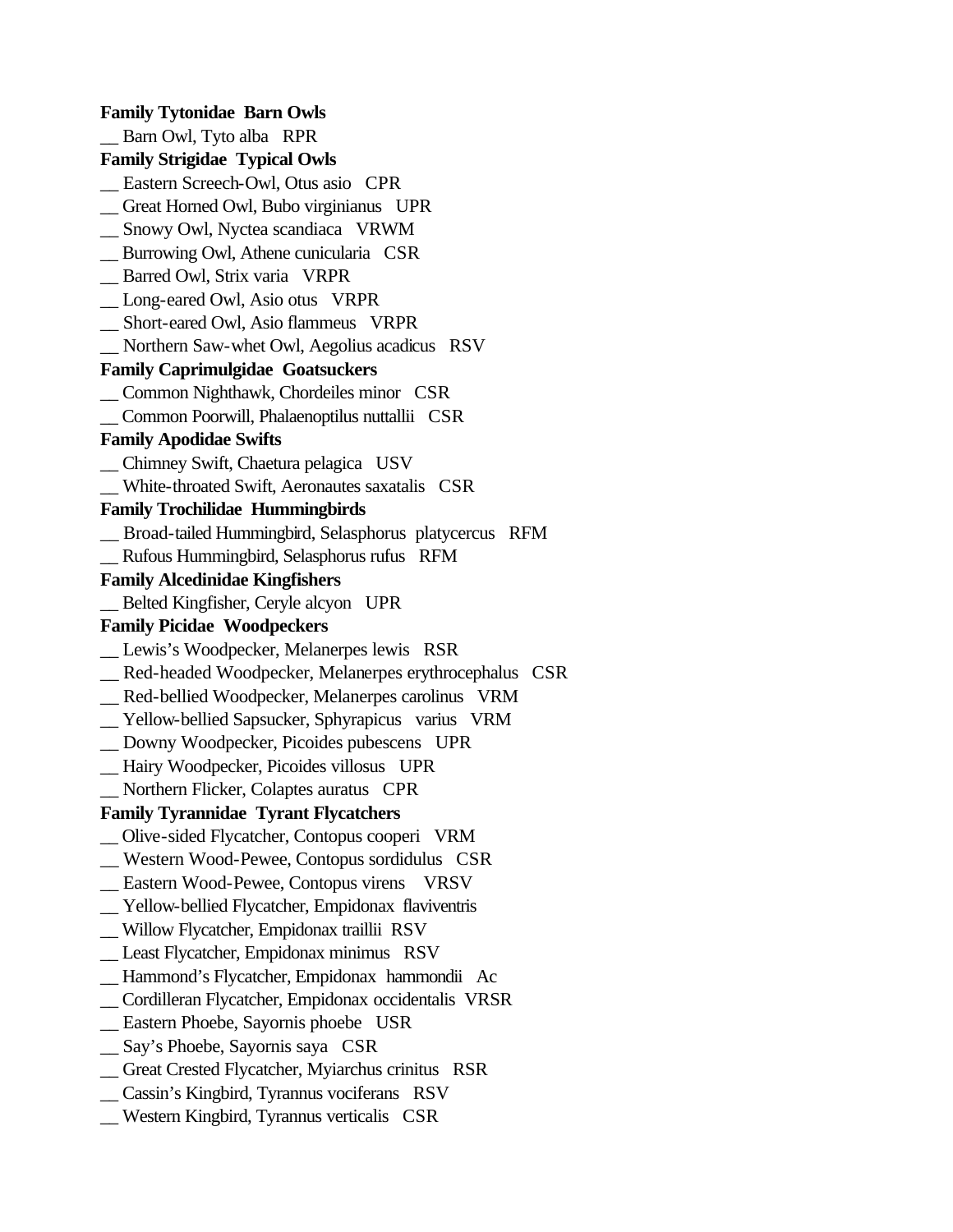**Family Tytonidae  Barn Owls**

__ Barn Owl, Tyto alba   RPR

**Family Strigidae  Typical Owls**

__ Eastern Screech-Owl, Otus asio   CPR

__ Great Horned Owl, Bubo virginianus   UPR

__ Snowy Owl, Nyctea scandiaca   VRWM

__ Burrowing Owl, Athene cunicularia   CSR

__ Barred Owl, Strix varia   VRPR

__ Long-eared Owl, Asio otus   VRPR

__ Short-eared Owl, Asio flammeus   VRPR

__ Northern Saw-whet Owl, Aegolius acadicus   RSV

**Family Caprimulgidae  Goatsuckers**

__ Common Nighthawk, Chordeiles minor   CSR

__ Common Poorwill, Phalaenoptilus nuttallii   CSR

**Family Apodidae Swifts**

__ Chimney Swift, Chaetura pelagica   USV

__ White-throated Swift, Aeronautes saxatalis   CSR

**Family Trochilidae  Hummingbirds**

__ Broad-tailed Hummingbird, Selasphorus  platycercus   RFM

__ Rufous Hummingbird, Selasphorus rufus   RFM

**Family Alcedinidae Kingfishers**

__ Belted Kingfisher, Ceryle alcyon   UPR

**Family Picidae  Woodpeckers**

__ Lewis's Woodpecker, Melanerpes lewis   RSR

__ Red-headed Woodpecker, Melanerpes erythrocephalus   CSR

__ Red-bellied Woodpecker, Melanerpes carolinus   VRM

__ Yellow-bellied Sapsucker, Sphyrapicus   varius   VRM

__ Downy Woodpecker, Picoides pubescens   UPR

__ Hairy Woodpecker, Picoides villosus   UPR

__ Northern Flicker, Colaptes auratus   CPR

**Family Tyrannidae  Tyrant Flycatchers**

__ Olive-sided Flycatcher, Contopus cooperi   VRM

__ Western Wood-Pewee, Contopus sordidulus   CSR

__ Eastern Wood-Pewee, Contopus virens    VRSV

__ Yellow-bellied Flycatcher, Empidonax  flaviventris

__ Willow Flycatcher, Empidonax traillii  RSV

__ Least Flycatcher, Empidonax minimus   RSV

__ Hammond's Flycatcher, Empidonax  hammondii   Ac

__ Cordilleran Flycatcher, Empidonax occidentalis  VRSR

__ Eastern Phoebe, Sayornis phoebe   USR

__ Say's Phoebe, Sayornis saya   CSR

__ Great Crested Flycatcher, Myiarchus crinitus   RSR

__ Cassin's Kingbird, Tyrannus vociferans   RSV

__ Western Kingbird, Tyrannus verticalis   CSR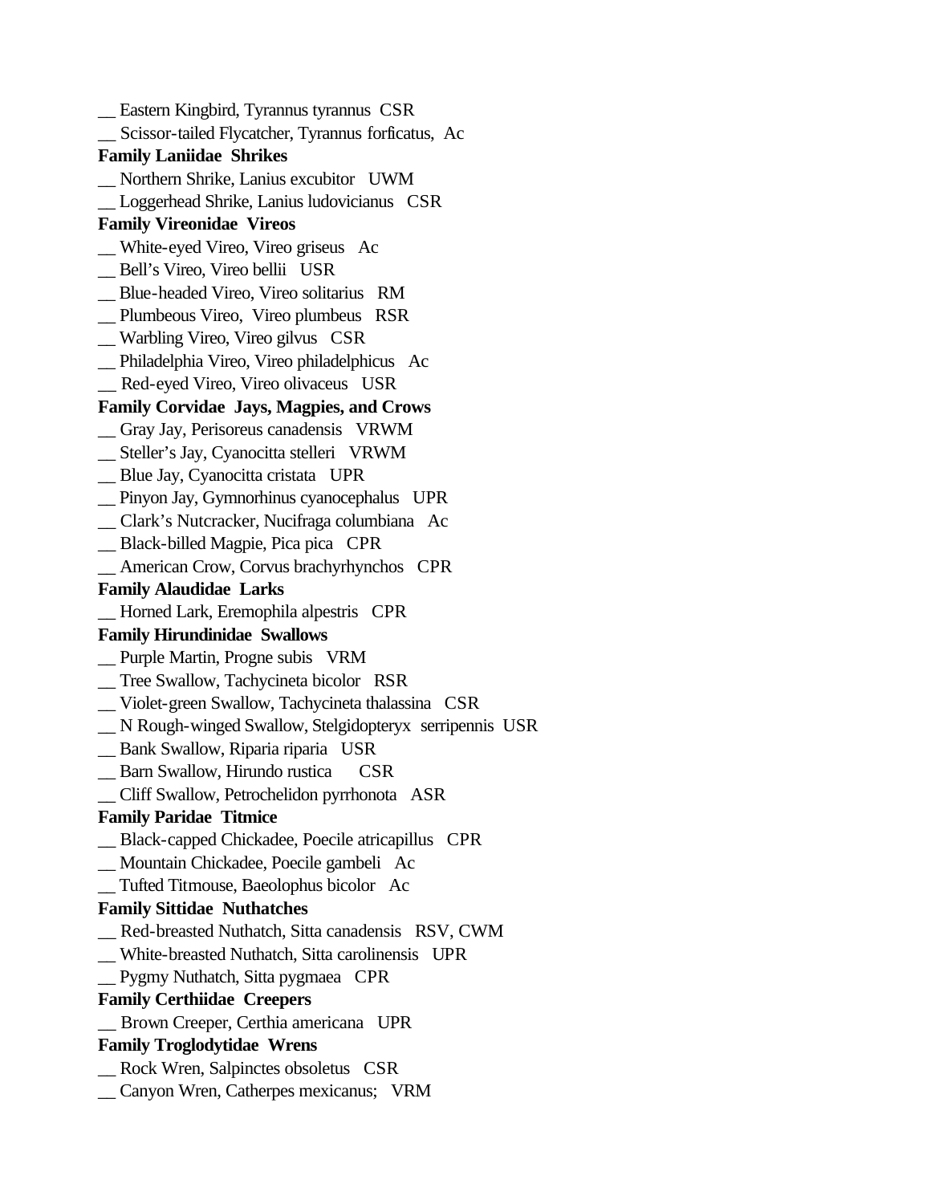__ Eastern Kingbird, Tyrannus tyrannus  CSR
__ Scissor-tailed Flycatcher, Tyrannus forficatus,  Ac

**Family Laniidae  Shrikes**

__ Northern Shrike, Lanius excubitor   UWM
__ Loggerhead Shrike, Lanius ludovicianus   CSR

**Family Vireonidae  Vireos**

__ White-eyed Vireo, Vireo griseus   Ac
__ Bell's Vireo, Vireo bellii   USR
__ Blue-headed Vireo, Vireo solitarius   RM
__ Plumbeous Vireo,  Vireo plumbeus   RSR
__ Warbling Vireo, Vireo gilvus   CSR
__ Philadelphia Vireo, Vireo philadelphicus   Ac
__ Red-eyed Vireo, Vireo olivaceus   USR

**Family Corvidae  Jays, Magpies, and Crows**

__ Gray Jay, Perisoreus canadensis   VRWM
__ Steller's Jay, Cyanocitta stelleri   VRWM
__ Blue Jay, Cyanocitta cristata   UPR
__ Pinyon Jay, Gymnorhinus cyanocephalus   UPR
__ Clark's Nutcracker, Nucifraga columbiana   Ac
__ Black-billed Magpie, Pica pica   CPR
__ American Crow, Corvus brachyrhynchos   CPR

**Family Alaudidae  Larks**

__ Horned Lark, Eremophila alpestris   CPR

**Family Hirundinidae  Swallows**

__ Purple Martin, Progne subis   VRM
__ Tree Swallow, Tachycineta bicolor   RSR
__ Violet-green Swallow, Tachycineta thalassina   CSR
__ N Rough-winged Swallow, Stelgidopteryx  serripennis  USR
__ Bank Swallow, Riparia riparia   USR
__ Barn Swallow, Hirundo rustica      CSR
__ Cliff Swallow, Petrochelidon pyrrhonota   ASR

**Family Paridae  Titmice**

__ Black-capped Chickadee, Poecile atricapillus   CPR
__ Mountain Chickadee, Poecile gambeli   Ac
__ Tufted Titmouse, Baeolophus bicolor   Ac

**Family Sittidae  Nuthatches**

__ Red-breasted Nuthatch, Sitta canadensis   RSV, CWM
__ White-breasted Nuthatch, Sitta carolinensis   UPR
__ Pygmy Nuthatch, Sitta pygmaea   CPR

**Family Certhiidae  Creepers**

__ Brown Creeper, Certhia americana   UPR

**Family Troglodytidae  Wrens**

__ Rock Wren, Salpinctes obsoletus   CSR
__ Canyon Wren, Catherpes mexicanus;   VRM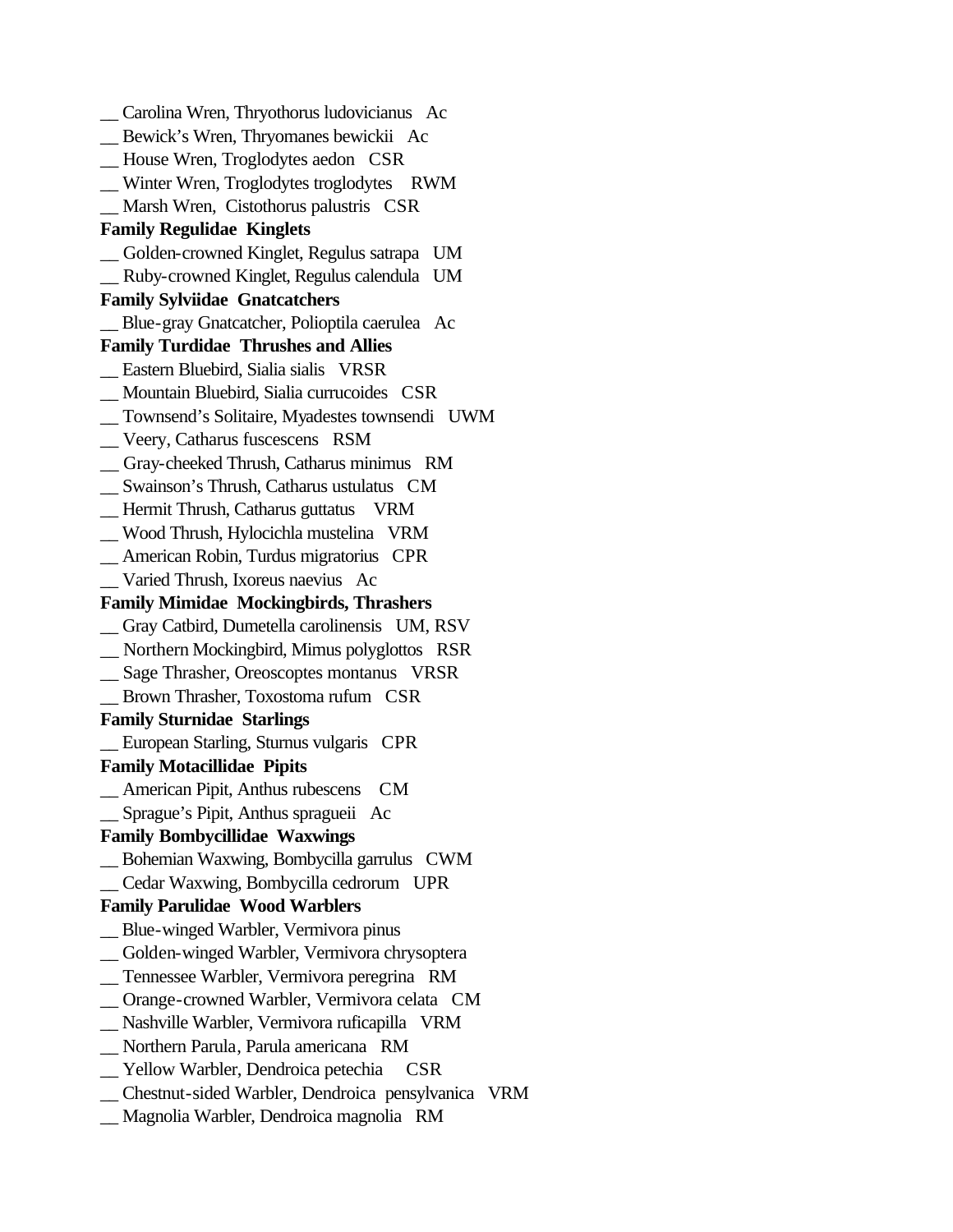__ Carolina Wren, Thryothorus ludovicianus   Ac
__ Bewick's Wren, Thryomanes bewickii   Ac
__ House Wren, Troglodytes aedon   CSR
__ Winter Wren, Troglodytes troglodytes   RWM
__ Marsh Wren, Cistothorus palustris   CSR

**Family Regulidae  Kinglets**

__ Golden-crowned Kinglet, Regulus satrapa   UM
__ Ruby-crowned Kinglet, Regulus calendula   UM

**Family Sylviidae  Gnatcatchers**

__ Blue-gray Gnatcatcher, Polioptila caerulea   Ac

**Family Turdidae  Thrushes and Allies**

__ Eastern Bluebird, Sialia sialis   VRSR
__ Mountain Bluebird, Sialia currucoides   CSR
__ Townsend's Solitaire, Myadestes townsendi   UWM
__ Veery, Catharus fuscescens   RSM
__ Gray-cheeked Thrush, Catharus minimus   RM
__ Swainson's Thrush, Catharus ustulatus   CM
__ Hermit Thrush, Catharus guttatus   VRM
__ Wood Thrush, Hylocichla mustelina   VRM
__ American Robin, Turdus migratorius   CPR
__ Varied Thrush, Ixoreus naevius   Ac

**Family Mimidae  Mockingbirds, Thrashers**

__ Gray Catbird, Dumetella carolinensis   UM, RSV
__ Northern Mockingbird, Mimus polyglottos   RSR
__ Sage Thrasher, Oreoscoptes montanus   VRSR
__ Brown Thrasher, Toxostoma rufum   CSR

**Family Sturnidae  Starlings**

__ European Starling, Sturnus vulgaris   CPR

**Family Motacillidae  Pipits**

__ American Pipit, Anthus rubescens   CM
__ Sprague's Pipit, Anthus spragueii   Ac

**Family Bombycillidae  Waxwings**

__ Bohemian Waxwing, Bombycilla garrulus   CWM
__ Cedar Waxwing, Bombycilla cedrorum   UPR

**Family Parulidae  Wood Warblers**

__ Blue-winged Warbler, Vermivora pinus
__ Golden-winged Warbler, Vermivora chrysoptera
__ Tennessee Warbler, Vermivora peregrina   RM
__ Orange-crowned Warbler, Vermivora celata   CM
__ Nashville Warbler, Vermivora ruficapilla   VRM
__ Northern Parula, Parula americana   RM
__ Yellow Warbler, Dendroica petechia   CSR
__ Chestnut-sided Warbler, Dendroica pensylvanica   VRM
__ Magnolia Warbler, Dendroica magnolia   RM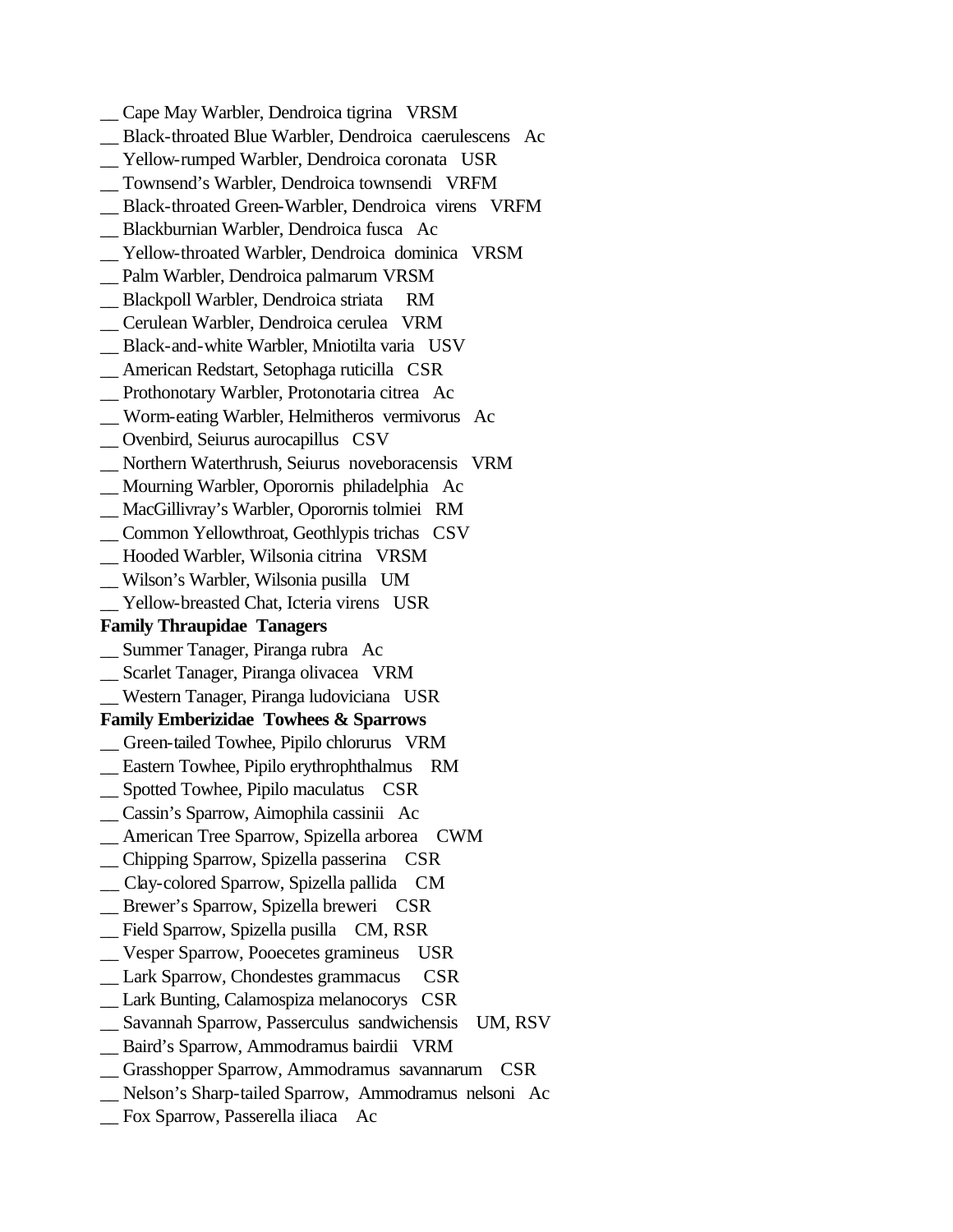__ Cape May Warbler, Dendroica tigrina   VRSM
__ Black-throated Blue Warbler, Dendroica  caerulescens   Ac
__ Yellow-rumped Warbler, Dendroica coronata   USR
__ Townsend's Warbler, Dendroica townsendi   VRFM
__ Black-throated Green-Warbler, Dendroica  virens   VRFM
__ Blackburnian Warbler, Dendroica fusca   Ac
__ Yellow-throated Warbler, Dendroica  dominica   VRSM
__ Palm Warbler, Dendroica palmarum VRSM
__ Blackpoll Warbler, Dendroica striata     RM
__ Cerulean Warbler, Dendroica cerulea   VRM
__ Black-and-white Warbler, Mniotilta varia   USV
__ American Redstart, Setophaga ruticilla   CSR
__ Prothonotary Warbler, Protonotaria citrea   Ac
__ Worm-eating Warbler, Helmitheros  vermivorus   Ac
__ Ovenbird, Seiurus aurocapillus   CSV
__ Northern Waterthrush, Seiurus  noveboracensis   VRM
__ Mourning Warbler, Oporornis  philadelphia   Ac
__ MacGillivray's Warbler, Oporornis tolmiei   RM
__ Common Yellowthroat, Geothlypis trichas   CSV
__ Hooded Warbler, Wilsonia citrina   VRSM
__ Wilson's Warbler, Wilsonia pusilla   UM
__ Yellow-breasted Chat, Icteria virens   USR

**Family Thraupidae  Tanagers**

__ Summer Tanager, Piranga rubra   Ac
__ Scarlet Tanager, Piranga olivacea   VRM
__ Western Tanager, Piranga ludoviciana   USR

**Family Emberizidae  Towhees & Sparrows**

__ Green-tailed Towhee, Pipilo chlorurus   VRM
__ Eastern Towhee, Pipilo erythrophthalmus    RM
__ Spotted Towhee, Pipilo maculatus    CSR
__ Cassin's Sparrow, Aimophila cassinii   Ac
__ American Tree Sparrow, Spizella arborea    CWM
__ Chipping Sparrow, Spizella passerina    CSR
__ Clay-colored Sparrow, Spizella pallida    CM
__ Brewer's Sparrow, Spizella breweri    CSR
__ Field Sparrow, Spizella pusilla    CM, RSR
__ Vesper Sparrow, Pooecetes gramineus    USR
__ Lark Sparrow, Chondestes grammacus     CSR
__ Lark Bunting, Calamospiza melanocorys   CSR
__ Savannah Sparrow, Passerculus  sandwichensis    UM, RSV
__ Baird's Sparrow, Ammodramus bairdii   VRM
__ Grasshopper Sparrow, Ammodramus  savannarum    CSR
__ Nelson's Sharp-tailed Sparrow,  Ammodramus  nelsoni   Ac
__ Fox Sparrow, Passerella iliaca    Ac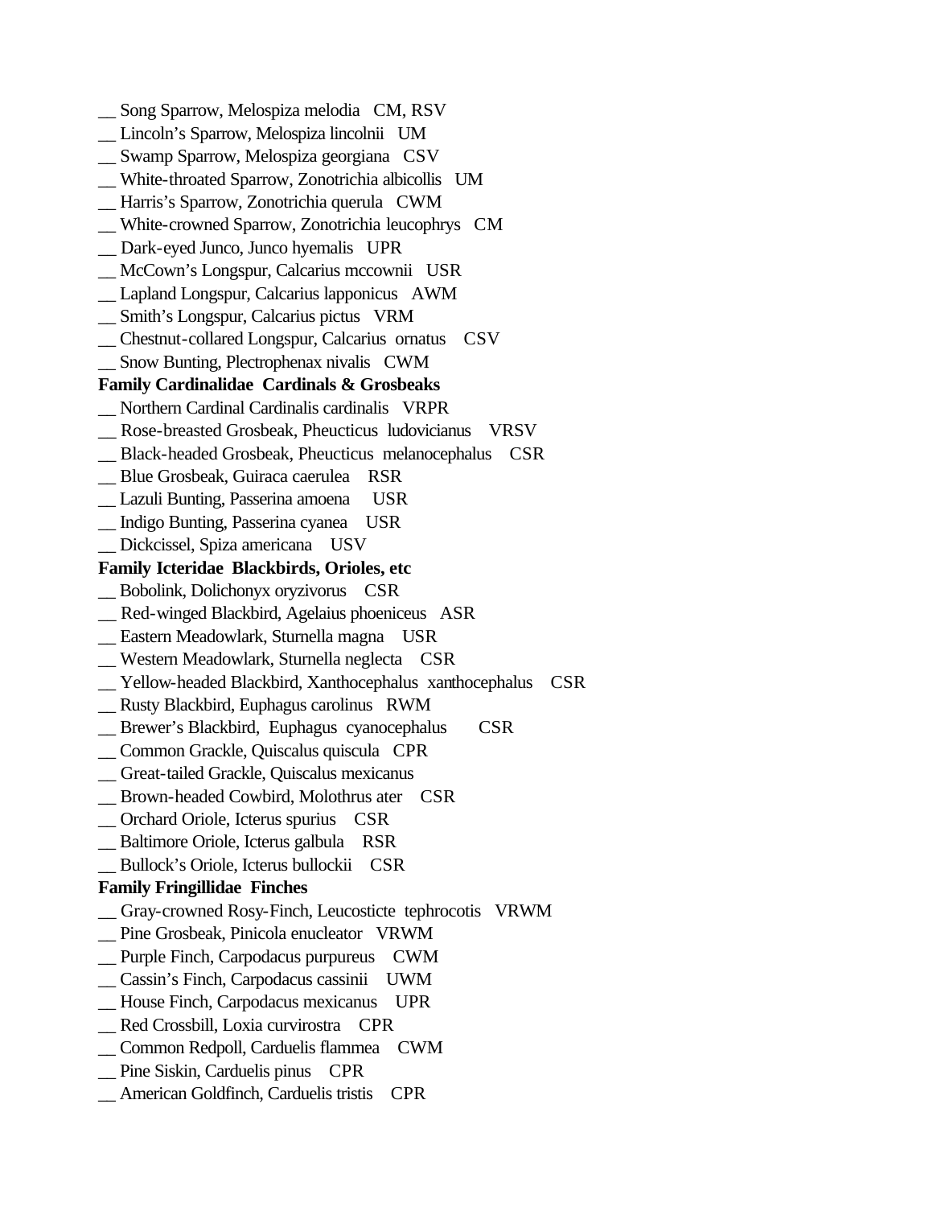__ Song Sparrow, Melospiza melodia   CM, RSV  
__ Lincoln's Sparrow, Melospiza lincolnii   UM  
__ Swamp Sparrow, Melospiza georgiana   CSV  
__ White-throated Sparrow, Zonotrichia albicollis   UM  
__ Harris's Sparrow, Zonotrichia querula   CWM  
__ White-crowned Sparrow, Zonotrichia leucophrys   CM  
__ Dark-eyed Junco, Junco hyemalis   UPR  
__ McCown's Longspur, Calcarius mccownii   USR  
__ Lapland Longspur, Calcarius lapponicus   AWM  
__ Smith's Longspur, Calcarius pictus   VRM  
__ Chestnut-collared Longspur, Calcarius ornatus    CSV  
__ Snow Bunting, Plectrophenax nivalis   CWM  

**Family Cardinalidae  Cardinals & Grosbeaks**

__ Northern Cardinal Cardinalis cardinalis   VRPR  
__ Rose-breasted Grosbeak, Pheucticus ludovicianus    VRSV  
__ Black-headed Grosbeak, Pheucticus melanocephalus    CSR  
__ Blue Grosbeak, Guiraca caerulea    RSR  
__ Lazuli Bunting, Passerina amoena     USR  
__ Indigo Bunting, Passerina cyanea    USR  
__ Dickcissel, Spiza americana    USV  

**Family Icteridae  Blackbirds, Orioles, etc**

__ Bobolink, Dolichonyx oryzivorus    CSR  
__ Red-winged Blackbird, Agelaius phoeniceus   ASR  
__ Eastern Meadowlark, Sturnella magna    USR  
__ Western Meadowlark, Sturnella neglecta    CSR  
__ Yellow-headed Blackbird, Xanthocephalus xanthocephalus    CSR  
__ Rusty Blackbird, Euphagus carolinus   RWM  
__ Brewer's Blackbird, Euphagus cyanocephalus      CSR  
__ Common Grackle, Quiscalus quiscula   CPR  
__ Great-tailed Grackle, Quiscalus mexicanus  
__ Brown-headed Cowbird, Molothrus ater    CSR  
__ Orchard Oriole, Icterus spurius    CSR  
__ Baltimore Oriole, Icterus galbula    RSR  
__ Bullock's Oriole, Icterus bullockii    CSR  

**Family Fringillidae  Finches**

__ Gray-crowned Rosy-Finch, Leucosticte tephrocotis   VRWM  
__ Pine Grosbeak, Pinicola enucleator   VRWM  
__ Purple Finch, Carpodacus purpureus    CWM  
__ Cassin's Finch, Carpodacus cassinii    UWM  
__ House Finch, Carpodacus mexicanus    UPR  
__ Red Crossbill, Loxia curvirostra    CPR  
__ Common Redpoll, Carduelis flammea    CWM  
__ Pine Siskin, Carduelis pinus    CPR  
__ American Goldfinch, Carduelis tristis    CPR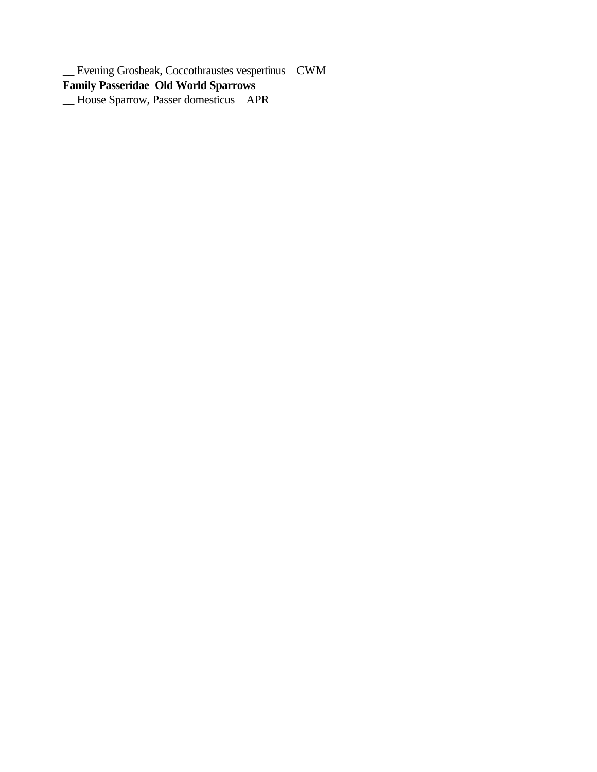__ Evening Grosbeak, Coccothraustes vespertinus    CWM

**Family Passeridae  Old World Sparrows**

__ House Sparrow, Passer domesticus    APR